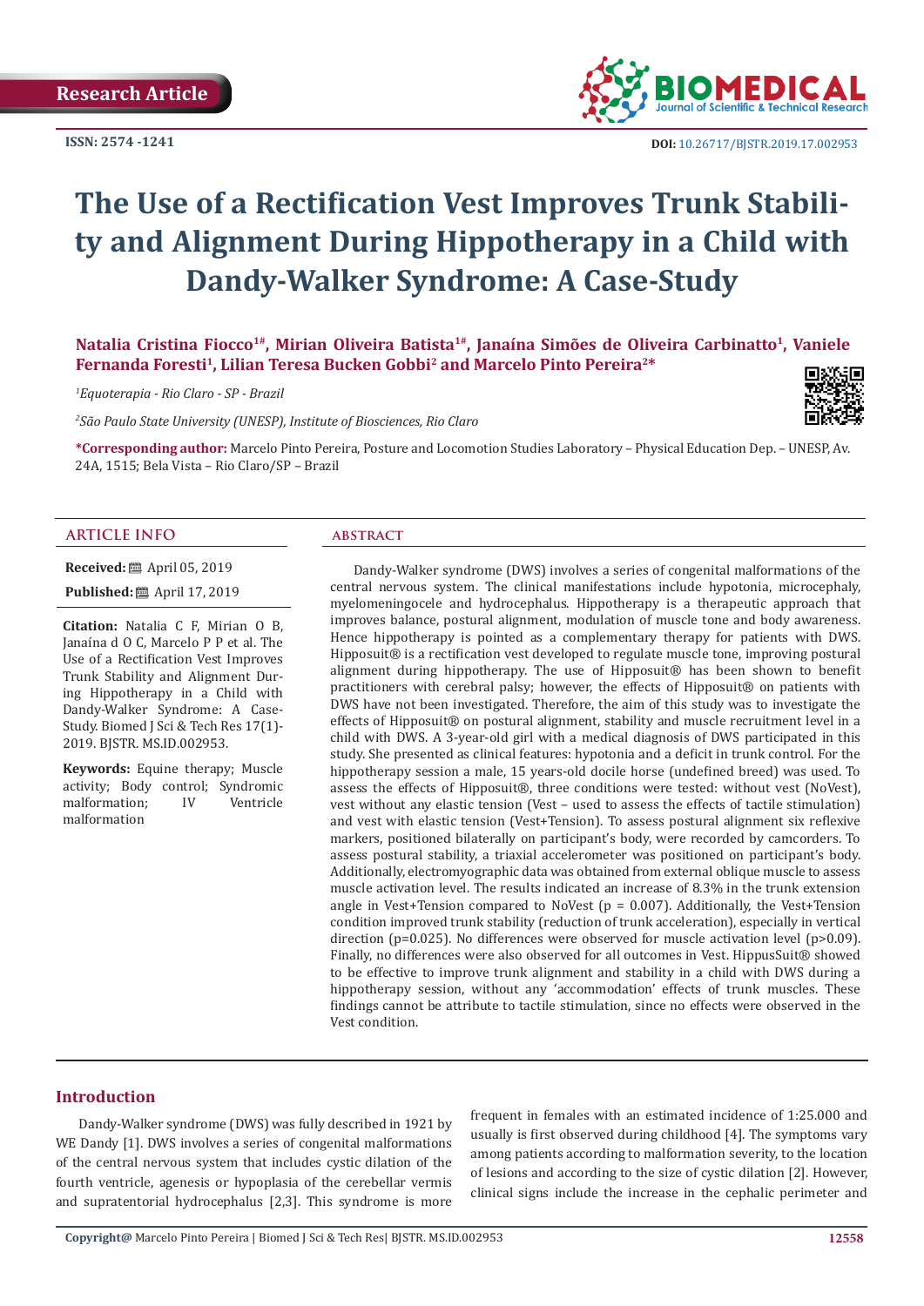Research Article

ISSN: 2574 -1241

DOI: 10.26717/BJSTR.2019.17.002953

# The Use of a Rectification Vest Improves Trunk Stability and Alignment During Hippotherapy in a Child with Dandy-Walker Syndrome: A Case-Study

**Natalia Cristina Fiocco[1#], Mirian Oliveira Batista[1#], Janaína Simões de Oliveira Carbinatto[1], Vaniele Fernanda Foresti[1], Lilian Teresa Bucken Gobbi[2] and Marcelo Pinto Pereira[2*]**

*[1]Equoterapia - Rio Claro - SP - Brazil*

*[2]São Paulo State University (UNESP), Institute of Biosciences, Rio Claro*

**\*Corresponding author:** Marcelo Pinto Pereira, Posture and Locomotion Studies Laboratory – Physical Education Dep. – UNESP, Av. 24A, 1515; Bela Vista – Rio Claro/SP – Brazil

## ARTICLE INFO

**Received:** April 05, 2019

**Published:** April 17, 2019

**Citation:** Natalia C F, Mirian O B, Janaína d O C, Marcelo P P et al. The Use of a Rectification Vest Improves Trunk Stability and Alignment During Hippotherapy in a Child with Dandy-Walker Syndrome: A Case-Study. Biomed J Sci & Tech Res 17(1)-2019. BJSTR. MS.ID.002953.

**Keywords:** Equine therapy; Muscle activity; Body control; Syndromic malformation; IV Ventricle malformation

## ABSTRACT

Dandy-Walker syndrome (DWS) involves a series of congenital malformations of the central nervous system. The clinical manifestations include hypotonia, microcephaly, myelomeningocele and hydrocephalus. Hippotherapy is a therapeutic approach that improves balance, postural alignment, modulation of muscle tone and body awareness. Hence hippotherapy is pointed as a complementary therapy for patients with DWS. Hipposuit® is a rectification vest developed to regulate muscle tone, improving postural alignment during hippotherapy. The use of Hipposuit® has been shown to benefit practitioners with cerebral palsy; however, the effects of Hipposuit® on patients with DWS have not been investigated. Therefore, the aim of this study was to investigate the effects of Hipposuit® on postural alignment, stability and muscle recruitment level in a child with DWS. A 3-year-old girl with a medical diagnosis of DWS participated in this study. She presented as clinical features: hypotonia and a deficit in trunk control. For the hippotherapy session a male, 15 years-old docile horse (undefined breed) was used. To assess the effects of Hipposuit®, three conditions were tested: without vest (NoVest), vest without any elastic tension (Vest – used to assess the effects of tactile stimulation) and vest with elastic tension (Vest+Tension). To assess postural alignment six reflexive markers, positioned bilaterally on participant's body, were recorded by camcorders. To assess postural stability, a triaxial accelerometer was positioned on participant's body. Additionally, electromyographic data was obtained from external oblique muscle to assess muscle activation level. The results indicated an increase of 8.3% in the trunk extension angle in Vest+Tension compared to NoVest ($p = 0.007$). Additionally, the Vest+Tension condition improved trunk stability (reduction of trunk acceleration), especially in vertical direction ($p=0.025$). No differences were observed for muscle activation level ($p>0.09$). Finally, no differences were also observed for all outcomes in Vest. HippusSuit® showed to be effective to improve trunk alignment and stability in a child with DWS during a hippotherapy session, without any 'accommodation' effects of trunk muscles. These findings cannot be attribute to tactile stimulation, since no effects were observed in the Vest condition.

## Introduction

Dandy-Walker syndrome (DWS) was fully described in 1921 by WE Dandy [1]. DWS involves a series of congenital malformations of the central nervous system that includes cystic dilation of the fourth ventricle, agenesis or hypoplasia of the cerebellar vermis and supratentorial hydrocephalus [2,3]. This syndrome is more frequent in females with an estimated incidence of 1:25.000 and usually is first observed during childhood [4]. The symptoms vary among patients according to malformation severity, to the location of lesions and according to the size of cystic dilation [2]. However, clinical signs include the increase in the cephalic perimeter and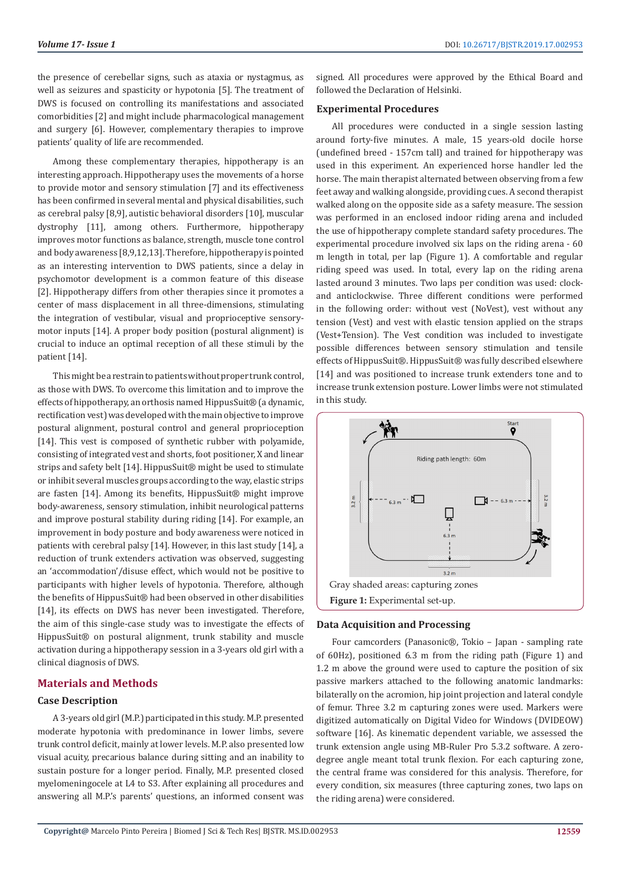the presence of cerebellar signs, such as ataxia or nystagmus, as well as seizures and spasticity or hypotonia [5]. The treatment of DWS is focused on controlling its manifestations and associated comorbidities [2] and might include pharmacological management and surgery [6]. However, complementary therapies to improve patients' quality of life are recommended.

Among these complementary therapies, hippotherapy is an interesting approach. Hippotherapy uses the movements of a horse to provide motor and sensory stimulation [7] and its effectiveness has been confirmed in several mental and physical disabilities, such as cerebral palsy [8,9], autistic behavioral disorders [10], muscular dystrophy [11], among others. Furthermore, hippotherapy improves motor functions as balance, strength, muscle tone control and body awareness [8,9,12,13]. Therefore, hippotherapy is pointed as an interesting intervention to DWS patients, since a delay in psychomotor development is a common feature of this disease [2]. Hippotherapy differs from other therapies since it promotes a center of mass displacement in all three-dimensions, stimulating the integration of vestibular, visual and proprioceptive sensory-motor inputs [14]. A proper body position (postural alignment) is crucial to induce an optimal reception of all these stimuli by the patient [14].

This might be a restrain to patients without proper trunk control, as those with DWS. To overcome this limitation and to improve the effects of hippotherapy, an orthosis named HippusSuit® (a dynamic, rectification vest) was developed with the main objective to improve postural alignment, postural control and general proprioception [14]. This vest is composed of synthetic rubber with polyamide, consisting of integrated vest and shorts, foot positioner, X and linear strips and safety belt [14]. HippusSuit® might be used to stimulate or inhibit several muscles groups according to the way, elastic strips are fasten [14]. Among its benefits, HippusSuit® might improve body-awareness, sensory stimulation, inhibit neurological patterns and improve postural stability during riding [14]. For example, an improvement in body posture and body awareness were noticed in patients with cerebral palsy [14]. However, in this last study [14], a reduction of trunk extenders activation was observed, suggesting an 'accommodation'/disuse effect, which would not be positive to participants with higher levels of hypotonia. Therefore, although the benefits of HippusSuit® had been observed in other disabilities [14], its effects on DWS has never been investigated. Therefore, the aim of this single-case study was to investigate the effects of HippusSuit® on postural alignment, trunk stability and muscle activation during a hippotherapy session in a 3-years old girl with a clinical diagnosis of DWS.

## Materials and Methods

### Case Description

A 3-years old girl (M.P.) participated in this study. M.P. presented moderate hypotonia with predominance in lower limbs, severe trunk control deficit, mainly at lower levels. M.P. also presented low visual acuity, precarious balance during sitting and an inability to sustain posture for a longer period. Finally, M.P. presented closed myelomeningocele at L4 to S3. After explaining all procedures and answering all M.P.'s parents' questions, an informed consent was signed. All procedures were approved by the Ethical Board and followed the Declaration of Helsinki.

### Experimental Procedures

All procedures were conducted in a single session lasting around forty-five minutes. A male, 15 years-old docile horse (undefined breed - 157cm tall) and trained for hippotherapy was used in this experiment. An experienced horse handler led the horse. The main therapist alternated between observing from a few feet away and walking alongside, providing cues. A second therapist walked along on the opposite side as a safety measure. The session was performed in an enclosed indoor riding arena and included the use of hippotherapy complete standard safety procedures. The experimental procedure involved six laps on the riding arena - 60 m length in total, per lap (Figure 1). A comfortable and regular riding speed was used. In total, every lap on the riding arena lasted around 3 minutes. Two laps per condition was used: clock- and anticlockwise. Three different conditions were performed in the following order: without vest (NoVest), vest without any tension (Vest) and vest with elastic tension applied on the straps (Vest+Tension). The Vest condition was included to investigate possible differences between sensory stimulation and tensile effects of HippusSuit®. HippusSuit® was fully described elsewhere [14] and was positioned to increase trunk extenders tone and to increase trunk extension posture. Lower limbs were not stimulated in this study.

Gray shaded areas: capturing zones

**Figure 1:** Experimental set-up.

### Data Acquisition and Processing

Four camcorders (Panasonic®, Tokio – Japan - sampling rate of 60Hz), positioned 6.3 m from the riding path (Figure 1) and 1.2 m above the ground were used to capture the position of six passive markers attached to the following anatomic landmarks: bilaterally on the acromion, hip joint projection and lateral condyle of femur. Three 3.2 m capturing zones were used. Markers were digitized automatically on Digital Video for Windows (DVIDEOW) software [16]. As kinematic dependent variable, we assessed the trunk extension angle using MB-Ruler Pro 5.3.2 software. A zero-degree angle meant total trunk flexion. For each capturing zone, the central frame was considered for this analysis. Therefore, for every condition, six measures (three capturing zones, two laps on the riding arena) were considered.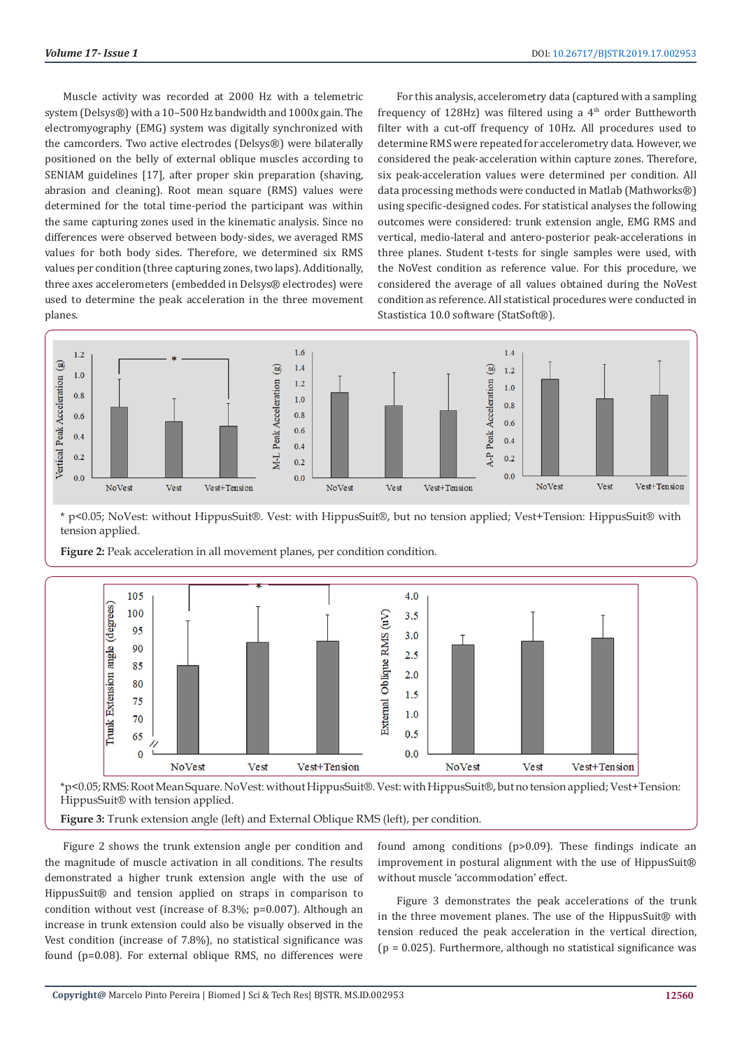Muscle activity was recorded at 2000 Hz with a telemetric system (Delsys®) with a 10–500 Hz bandwidth and 1000x gain. The electromyography (EMG) system was digitally synchronized with the camcorders. Two active electrodes (Delsys®) were bilaterally positioned on the belly of external oblique muscles according to SENIAM guidelines [17], after proper skin preparation (shaving, abrasion and cleaning). Root mean square (RMS) values were determined for the total time-period the participant was within the same capturing zones used in the kinematic analysis. Since no differences were observed between body-sides, we averaged RMS values for both body sides. Therefore, we determined six RMS values per condition (three capturing zones, two laps). Additionally, three axes accelerometers (embedded in Delsys® electrodes) were used to determine the peak acceleration in the three movement planes.

For this analysis, accelerometry data (captured with a sampling frequency of 128Hz) was filtered using a 4th order Buttheworth filter with a cut-off frequency of 10Hz. All procedures used to determine RMS were repeated for accelerometry data. However, we considered the peak-acceleration within capture zones. Therefore, six peak-acceleration values were determined per condition. All data processing methods were conducted in Matlab (Mathworks®) using specific-designed codes. For statistical analyses the following outcomes were considered: trunk extension angle, EMG RMS and vertical, medio-lateral and antero-posterior peak-accelerations in three planes. Student t-tests for single samples were used, with the NoVest condition as reference value. For this procedure, we considered the average of all values obtained during the NoVest condition as reference. All statistical procedures were conducted in Stastistica 10.0 software (StatSoft®).

* p<0.05; NoVest: without HippusSuit®. Vest: with HippusSuit®, but no tension applied; Vest+Tension: HippusSuit® with tension applied.

**Figure 2:** Peak acceleration in all movement planes, per condition condition.

*p<0.05; RMS: Root Mean Square. NoVest: without HippusSuit®. Vest: with HippusSuit®, but no tension applied; Vest+Tension: HippusSuit® with tension applied.

**Figure 3:** Trunk extension angle (left) and External Oblique RMS (left), per condition.

Figure 2 shows the trunk extension angle per condition and the magnitude of muscle activation in all conditions. The results demonstrated a higher trunk extension angle with the use of HippusSuit® and tension applied on straps in comparison to condition without vest (increase of 8.3%; p=0.007). Although an increase in trunk extension could also be visually observed in the Vest condition (increase of 7.8%), no statistical significance was found (p=0.08). For external oblique RMS, no differences were found among conditions (p>0.09). These findings indicate an improvement in postural alignment with the use of HippusSuit® without muscle 'accommodation' effect.

Figure 3 demonstrates the peak accelerations of the trunk in the three movement planes. The use of the HippusSuit® with tension reduced the peak acceleration in the vertical direction, (p = 0.025). Furthermore, although no statistical significance was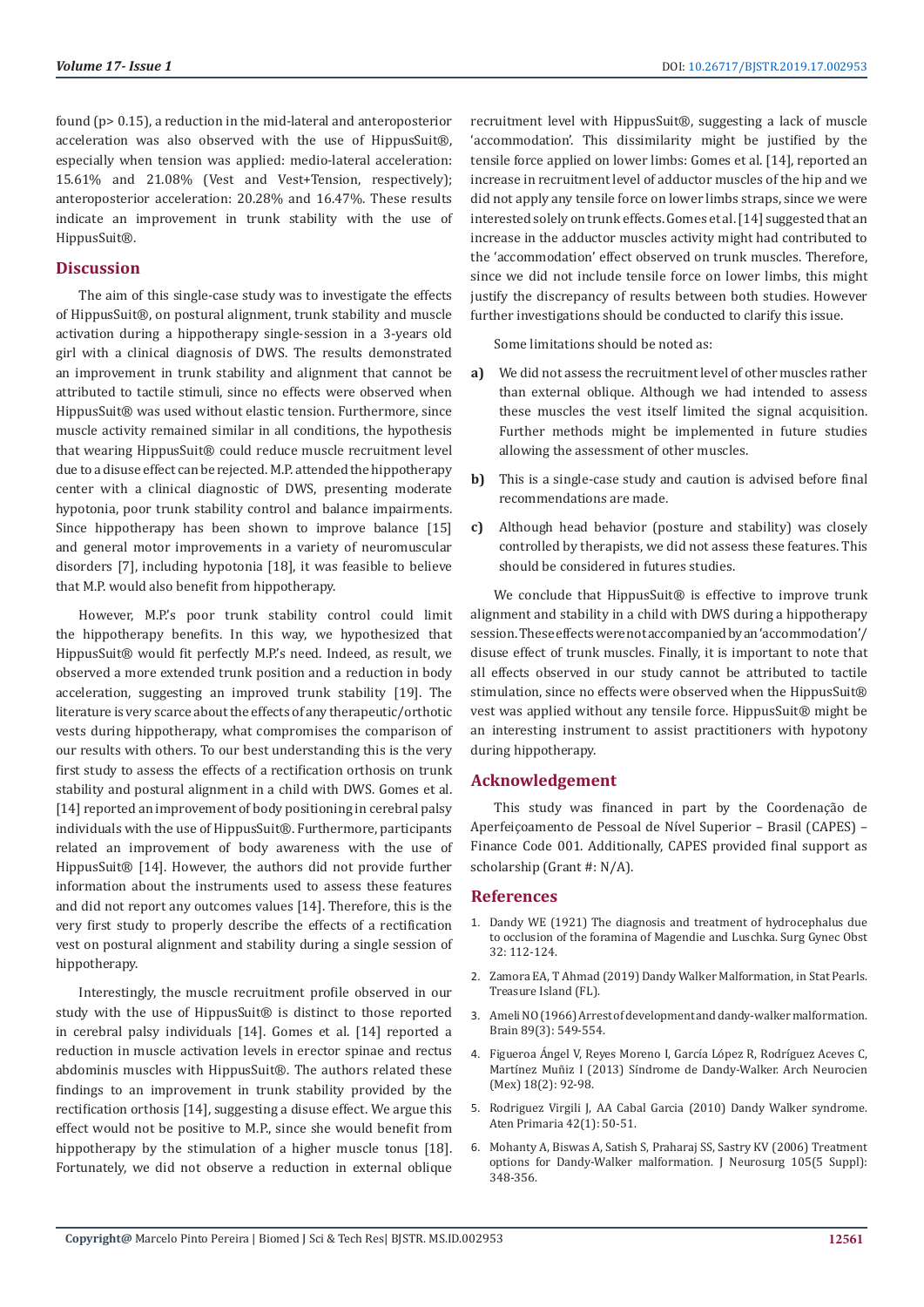found ($p > 0.15$), a reduction in the mid-lateral and anteroposterior acceleration was also observed with the use of HippusSuit®, especially when tension was applied: medio-lateral acceleration: 15.61% and 21.08% (Vest and Vest+Tension, respectively); anteroposterior acceleration: 20.28% and 16.47%. These results indicate an improvement in trunk stability with the use of HippusSuit®.

## Discussion

The aim of this single-case study was to investigate the effects of HippusSuit®, on postural alignment, trunk stability and muscle activation during a hippotherapy single-session in a 3-years old girl with a clinical diagnosis of DWS. The results demonstrated an improvement in trunk stability and alignment that cannot be attributed to tactile stimuli, since no effects were observed when HippusSuit® was used without elastic tension. Furthermore, since muscle activity remained similar in all conditions, the hypothesis that wearing HippusSuit® could reduce muscle recruitment level due to a disuse effect can be rejected. M.P. attended the hippotherapy center with a clinical diagnostic of DWS, presenting moderate hypotonia, poor trunk stability control and balance impairments. Since hippotherapy has been shown to improve balance [15] and general motor improvements in a variety of neuromuscular disorders [7], including hypotonia [18], it was feasible to believe that M.P. would also benefit from hippotherapy.

However, M.P.'s poor trunk stability control could limit the hippotherapy benefits. In this way, we hypothesized that HippusSuit® would fit perfectly M.P.'s need. Indeed, as result, we observed a more extended trunk position and a reduction in body acceleration, suggesting an improved trunk stability [19]. The literature is very scarce about the effects of any therapeutic/orthotic vests during hippotherapy, what compromises the comparison of our results with others. To our best understanding this is the very first study to assess the effects of a rectification orthosis on trunk stability and postural alignment in a child with DWS. Gomes et al. [14] reported an improvement of body positioning in cerebral palsy individuals with the use of HippusSuit®. Furthermore, participants related an improvement of body awareness with the use of HippusSuit® [14]. However, the authors did not provide further information about the instruments used to assess these features and did not report any outcomes values [14]. Therefore, this is the very first study to properly describe the effects of a rectification vest on postural alignment and stability during a single session of hippotherapy.

Interestingly, the muscle recruitment profile observed in our study with the use of HippusSuit® is distinct to those reported in cerebral palsy individuals [14]. Gomes et al. [14] reported a reduction in muscle activation levels in erector spinae and rectus abdominis muscles with HippusSuit®. The authors related these findings to an improvement in trunk stability provided by the rectification orthosis [14], suggesting a disuse effect. We argue this effect would not be positive to M.P., since she would benefit from hippotherapy by the stimulation of a higher muscle tonus [18]. Fortunately, we did not observe a reduction in external oblique recruitment level with HippusSuit®, suggesting a lack of muscle 'accommodation'. This dissimilarity might be justified by the tensile force applied on lower limbs: Gomes et al. [14], reported an increase in recruitment level of adductor muscles of the hip and we did not apply any tensile force on lower limbs straps, since we were interested solely on trunk effects. Gomes et al. [14] suggested that an increase in the adductor muscles activity might had contributed to the 'accommodation' effect observed on trunk muscles. Therefore, since we did not include tensile force on lower limbs, this might justify the discrepancy of results between both studies. However further investigations should be conducted to clarify this issue.

Some limitations should be noted as:

a) We did not assess the recruitment level of other muscles rather than external oblique. Although we had intended to assess these muscles the vest itself limited the signal acquisition. Further methods might be implemented in future studies allowing the assessment of other muscles.

b) This is a single-case study and caution is advised before final recommendations are made.

c) Although head behavior (posture and stability) was closely controlled by therapists, we did not assess these features. This should be considered in futures studies.

We conclude that HippusSuit® is effective to improve trunk alignment and stability in a child with DWS during a hippotherapy session. These effects were not accompanied by an 'accommodation'/disuse effect of trunk muscles. Finally, it is important to note that all effects observed in our study cannot be attributed to tactile stimulation, since no effects were observed when the HippusSuit® vest was applied without any tensile force. HippusSuit® might be an interesting instrument to assist practitioners with hypotony during hippotherapy.

## Acknowledgement

This study was financed in part by the Coordenação de Aperfeiçoamento de Pessoal de Nível Superior – Brasil (CAPES) – Finance Code 001. Additionally, CAPES provided final support as scholarship (Grant #: N/A).

## References

1. Dandy WE (1921) The diagnosis and treatment of hydrocephalus due to occlusion of the foramina of Magendie and Luschka. Surg Gynec Obst 32: 112-124.
2. Zamora EA, T Ahmad (2019) Dandy Walker Malformation, in Stat Pearls. Treasure Island (FL).
3. Ameli NO (1966) Arrest of development and dandy-walker malformation. Brain 89(3): 549-554.
4. Figueroa Ángel V, Reyes Moreno I, García López R, Rodríguez Aceves C, Martínez Muñiz I (2013) Síndrome de Dandy-Walker. Arch Neurocien (Mex) 18(2): 92-98.
5. Rodriguez Virgili J, AA Cabal Garcia (2010) Dandy Walker syndrome. Aten Primaria 42(1): 50-51.
6. Mohanty A, Biswas A, Satish S, Praharaj SS, Sastry KV (2006) Treatment options for Dandy-Walker malformation. J Neurosurg 105(5 Suppl): 348-356.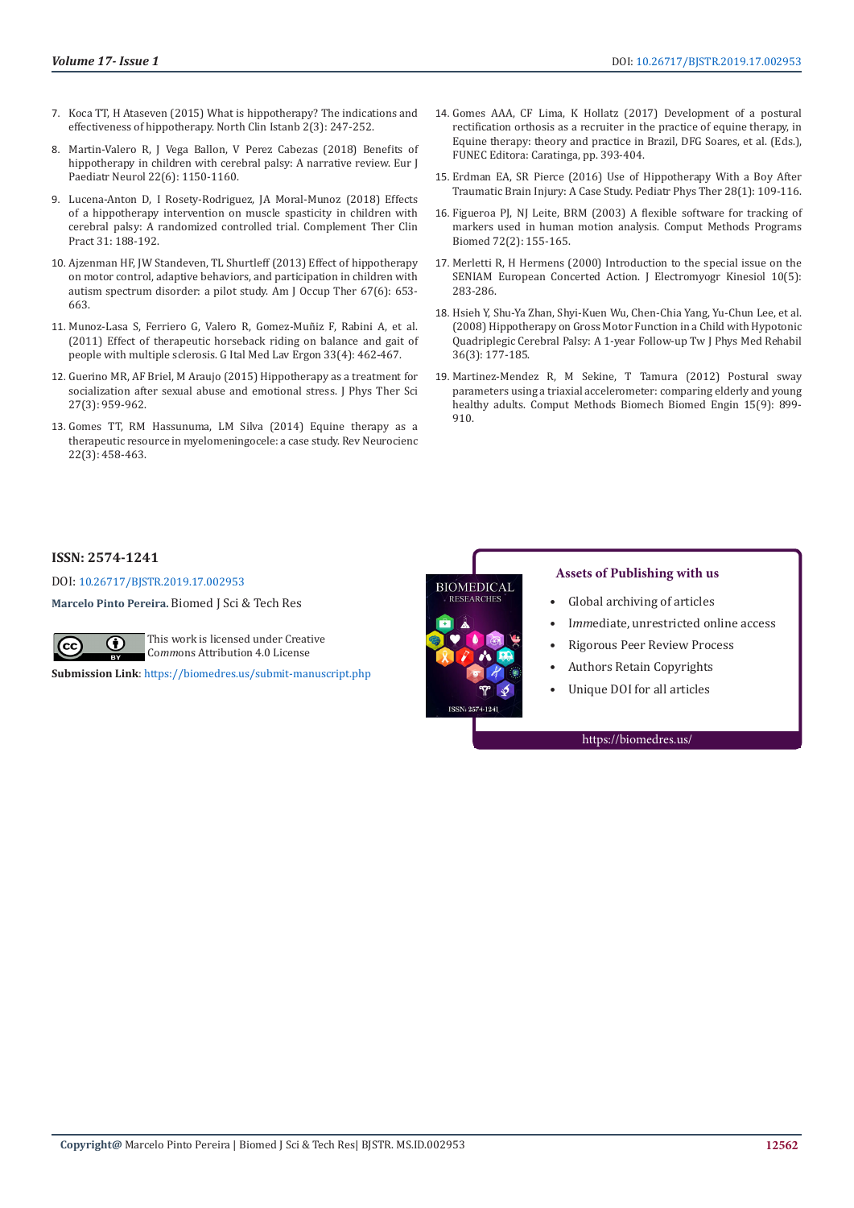7. Koca TT, H Ataseven (2015) What is hippotherapy? The indications and effectiveness of hippotherapy. North Clin Istanb 2(3): 247-252.

8. Martin-Valero R, J Vega Ballon, V Perez Cabezas (2018) Benefits of hippotherapy in children with cerebral palsy: A narrative review. Eur J Paediatr Neurol 22(6): 1150-1160.

9. Lucena-Anton D, I Rosety-Rodriguez, JA Moral-Munoz (2018) Effects of a hippotherapy intervention on muscle spasticity in children with cerebral palsy: A randomized controlled trial. Complement Ther Clin Pract 31: 188-192.

10. Ajzenman HF, JW Standeven, TL Shurtleff (2013) Effect of hippotherapy on motor control, adaptive behaviors, and participation in children with autism spectrum disorder: a pilot study. Am J Occup Ther 67(6): 653-663.

11. Munoz-Lasa S, Ferriero G, Valero R, Gomez-Muñiz F, Rabini A, et al. (2011) Effect of therapeutic horseback riding on balance and gait of people with multiple sclerosis. G Ital Med Lav Ergon 33(4): 462-467.

12. Guerino MR, AF Briel, M Araujo (2015) Hippotherapy as a treatment for socialization after sexual abuse and emotional stress. J Phys Ther Sci 27(3): 959-962.

13. Gomes TT, RM Hassunuma, LM Silva (2014) Equine therapy as a therapeutic resource in myelomeningocele: a case study. Rev Neurocienc 22(3): 458-463.

14. Gomes AAA, CF Lima, K Hollatz (2017) Development of a postural rectification orthosis as a recruiter in the practice of equine therapy, in Equine therapy: theory and practice in Brazil, DFG Soares, et al. (Eds.), FUNEC Editora: Caratinga, pp. 393-404.

15. Erdman EA, SR Pierce (2016) Use of Hippotherapy With a Boy After Traumatic Brain Injury: A Case Study. Pediatr Phys Ther 28(1): 109-116.

16. Figueroa PJ, NJ Leite, BRM (2003) A flexible software for tracking of markers used in human motion analysis. Comput Methods Programs Biomed 72(2): 155-165.

17. Merletti R, H Hermens (2000) Introduction to the special issue on the SENIAM European Concerted Action. J Electromyogr Kinesiol 10(5): 283-286.

18. Hsieh Y, Shu-Ya Zhan, Shyi-Kuen Wu, Chen-Chia Yang, Yu-Chun Lee, et al. (2008) Hippotherapy on Gross Motor Function in a Child with Hypotonic Quadriplegic Cerebral Palsy: A 1-year Follow-up Tw J Phys Med Rehabil 36(3): 177-185.

19. Martinez-Mendez R, M Sekine, T Tamura (2012) Postural sway parameters using a triaxial accelerometer: comparing elderly and young healthy adults. Comput Methods Biomech Biomed Engin 15(9): 899-910.

**ISSN: 2574-1241**

DOI: 10.26717/BJSTR.2019.17.002953

**Marcelo Pinto Pereira.** Biomed J Sci & Tech Res

This work is licensed under Creative Commons Attribution 4.0 License

**Submission Link**: https://biomedres.us/submit-manuscript.php

**Assets of Publishing with us**

- Global archiving of articles
- Immediate, unrestricted online access
- Rigorous Peer Review Process
- Authors Retain Copyrights
- Unique DOI for all articles

https://biomedres.us/